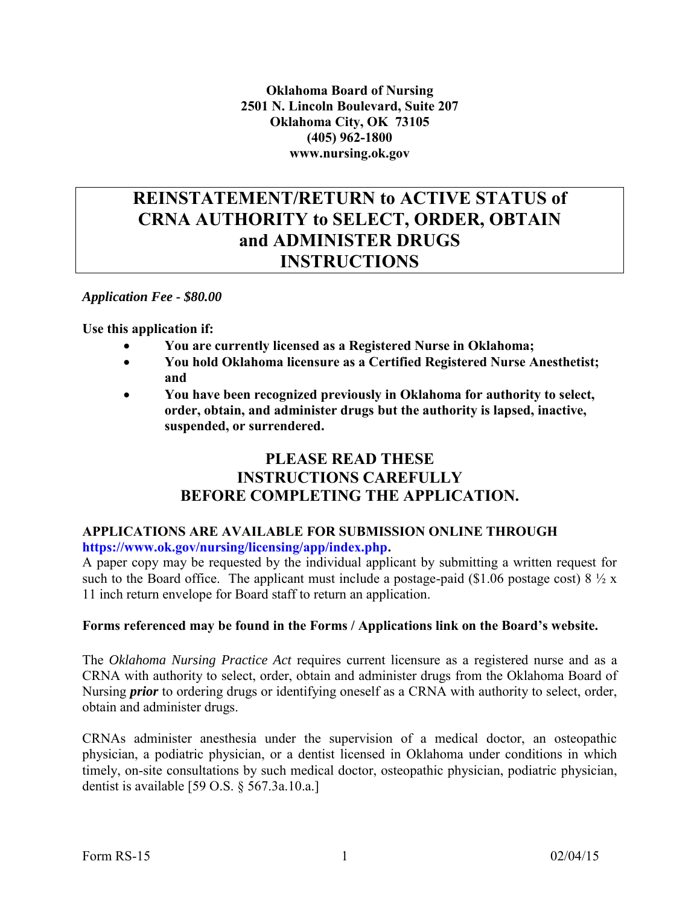**Oklahoma Board of Nursing**
**2501 N. Lincoln Boulevard, Suite 207**
**Oklahoma City, OK 73105**
**(405) 962-1800**
**www.nursing.ok.gov**

# REINSTATEMENT/RETURN to ACTIVE STATUS of CRNA AUTHORITY to SELECT, ORDER, OBTAIN and ADMINISTER DRUGS INSTRUCTIONS

***Application Fee - $80.00***

**Use this application if:**

- **You are currently licensed as a Registered Nurse in Oklahoma;**
- **You hold Oklahoma licensure as a Certified Registered Nurse Anesthetist; and**
- **You have been recognized previously in Oklahoma for authority to select, order, obtain, and administer drugs but the authority is lapsed, inactive, suspended, or surrendered.**

## PLEASE READ THESE INSTRUCTIONS CAREFULLY BEFORE COMPLETING THE APPLICATION.

**APPLICATIONS ARE AVAILABLE FOR SUBMISSION ONLINE THROUGH https://www.ok.gov/nursing/licensing/app/index.php.**

A paper copy may be requested by the individual applicant by submitting a written request for such to the Board office. The applicant must include a postage-paid ($1.06 postage cost) 8 ½ x 11 inch return envelope for Board staff to return an application.

**Forms referenced may be found in the Forms / Applications link on the Board's website.**

The *Oklahoma Nursing Practice Act* requires current licensure as a registered nurse and as a CRNA with authority to select, order, obtain and administer drugs from the Oklahoma Board of Nursing ***prior*** to ordering drugs or identifying oneself as a CRNA with authority to select, order, obtain and administer drugs.

CRNAs administer anesthesia under the supervision of a medical doctor, an osteopathic physician, a podiatric physician, or a dentist licensed in Oklahoma under conditions in which timely, on-site consultations by such medical doctor, osteopathic physician, podiatric physician, dentist is available [59 O.S. § 567.3a.10.a.]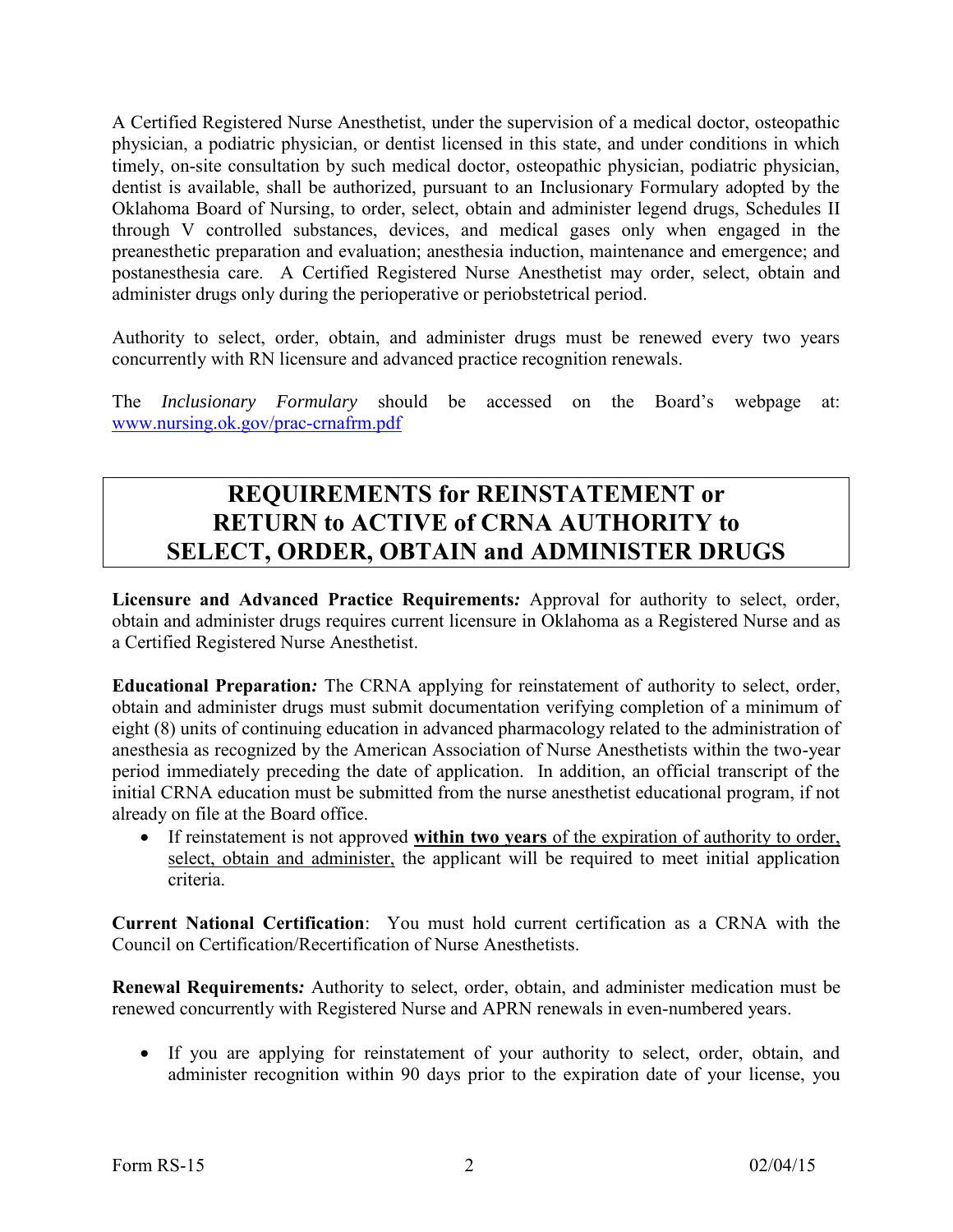A Certified Registered Nurse Anesthetist, under the supervision of a medical doctor, osteopathic physician, a podiatric physician, or dentist licensed in this state, and under conditions in which timely, on-site consultation by such medical doctor, osteopathic physician, podiatric physician, dentist is available, shall be authorized, pursuant to an Inclusionary Formulary adopted by the Oklahoma Board of Nursing, to order, select, obtain and administer legend drugs, Schedules II through V controlled substances, devices, and medical gases only when engaged in the preanesthetic preparation and evaluation; anesthesia induction, maintenance and emergence; and postanesthesia care. A Certified Registered Nurse Anesthetist may order, select, obtain and administer drugs only during the perioperative or periobstetrical period.

Authority to select, order, obtain, and administer drugs must be renewed every two years concurrently with RN licensure and advanced practice recognition renewals.

The *Inclusionary Formulary* should be accessed on the Board's webpage at: [www.nursing.ok.gov/prac-crnafrm.pdf](www.nursing.ok.gov/prac-crnafrm.pdf)

# REQUIREMENTS for REINSTATEMENT or RETURN to ACTIVE of CRNA AUTHORITY to SELECT, ORDER, OBTAIN and ADMINISTER DRUGS

**Licensure and Advanced Practice Requirements*:*** Approval for authority to select, order, obtain and administer drugs requires current licensure in Oklahoma as a Registered Nurse and as a Certified Registered Nurse Anesthetist.

**Educational Preparation*:*** The CRNA applying for reinstatement of authority to select, order, obtain and administer drugs must submit documentation verifying completion of a minimum of eight (8) units of continuing education in advanced pharmacology related to the administration of anesthesia as recognized by the American Association of Nurse Anesthetists within the two-year period immediately preceding the date of application. In addition, an official transcript of the initial CRNA education must be submitted from the nurse anesthetist educational program, if not already on file at the Board office.

- If reinstatement is not approved **within two years** of the expiration of authority to order, select, obtain and administer, the applicant will be required to meet initial application criteria.

**Current National Certification**: You must hold current certification as a CRNA with the Council on Certification/Recertification of Nurse Anesthetists.

**Renewal Requirements*:*** Authority to select, order, obtain, and administer medication must be renewed concurrently with Registered Nurse and APRN renewals in even-numbered years.

- If you are applying for reinstatement of your authority to select, order, obtain, and administer recognition within 90 days prior to the expiration date of your license, you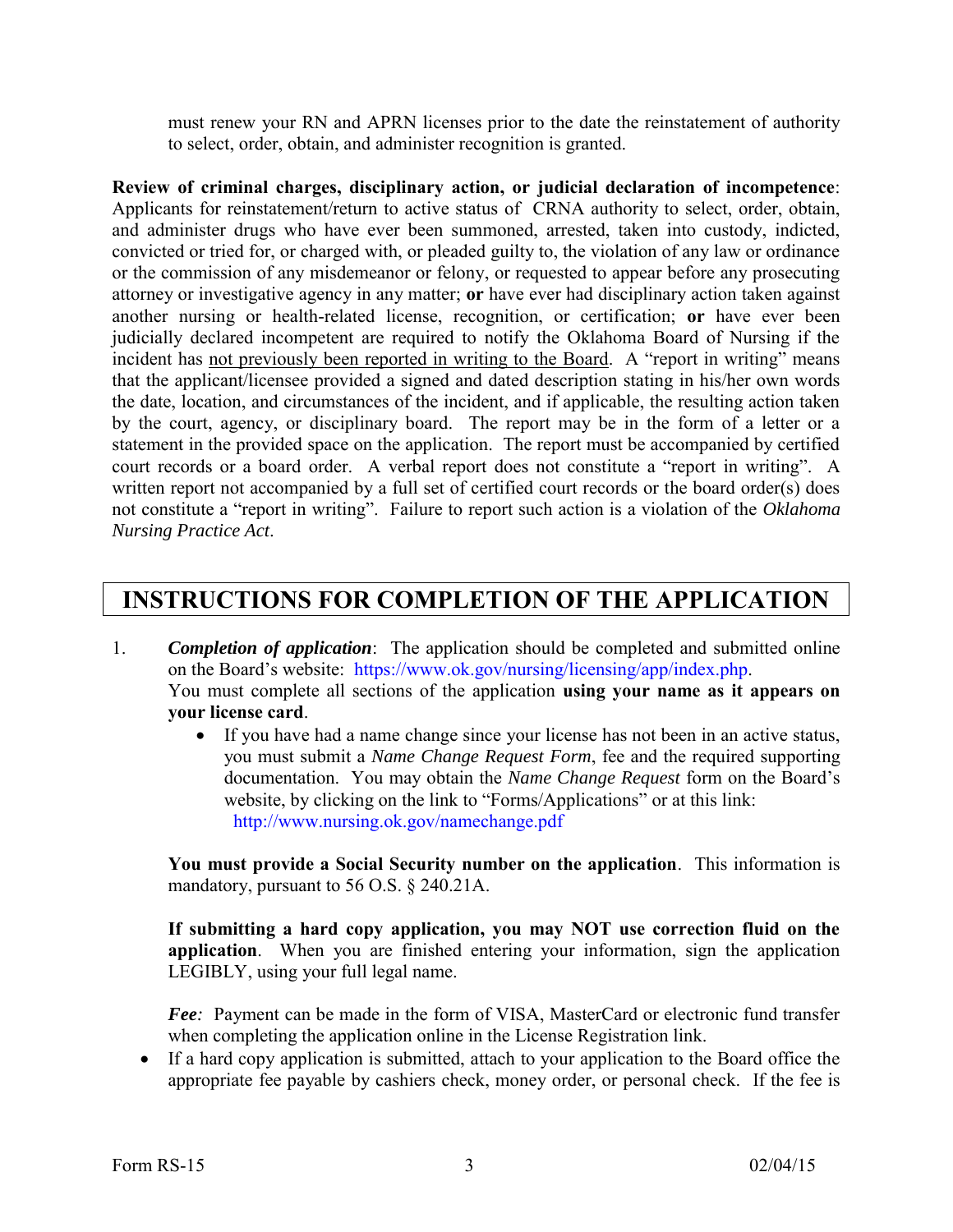must renew your RN and APRN licenses prior to the date the reinstatement of authority to select, order, obtain, and administer recognition is granted.

**Review of criminal charges, disciplinary action, or judicial declaration of incompetence**: Applicants for reinstatement/return to active status of CRNA authority to select, order, obtain, and administer drugs who have ever been summoned, arrested, taken into custody, indicted, convicted or tried for, or charged with, or pleaded guilty to, the violation of any law or ordinance or the commission of any misdemeanor or felony, or requested to appear before any prosecuting attorney or investigative agency in any matter; **or** have ever had disciplinary action taken against another nursing or health-related license, recognition, or certification; **or** have ever been judicially declared incompetent are required to notify the Oklahoma Board of Nursing if the incident has not previously been reported in writing to the Board. A "report in writing" means that the applicant/licensee provided a signed and dated description stating in his/her own words the date, location, and circumstances of the incident, and if applicable, the resulting action taken by the court, agency, or disciplinary board. The report may be in the form of a letter or a statement in the provided space on the application. The report must be accompanied by certified court records or a board order. A verbal report does not constitute a "report in writing". A written report not accompanied by a full set of certified court records or the board order(s) does not constitute a "report in writing". Failure to report such action is a violation of the *Oklahoma Nursing Practice Act*.

## INSTRUCTIONS FOR COMPLETION OF THE APPLICATION

1. ***Completion of application***: The application should be completed and submitted online on the Board's website: https://www.ok.gov/nursing/licensing/app/index.php.
   You must complete all sections of the application **using your name as it appears on your license card**.
   - If you have had a name change since your license has not been in an active status, you must submit a *Name Change Request Form*, fee and the required supporting documentation. You may obtain the *Name Change Request* form on the Board's website, by clicking on the link to "Forms/Applications" or at this link: http://www.nursing.ok.gov/namechange.pdf

   **You must provide a Social Security number on the application**. This information is mandatory, pursuant to 56 O.S. § 240.21A.

   **If submitting a hard copy application, you may NOT use correction fluid on the application**. When you are finished entering your information, sign the application LEGIBLY, using your full legal name.

   ***Fee:*** Payment can be made in the form of VISA, MasterCard or electronic fund transfer when completing the application online in the License Registration link.

- If a hard copy application is submitted, attach to your application to the Board office the appropriate fee payable by cashiers check, money order, or personal check. If the fee is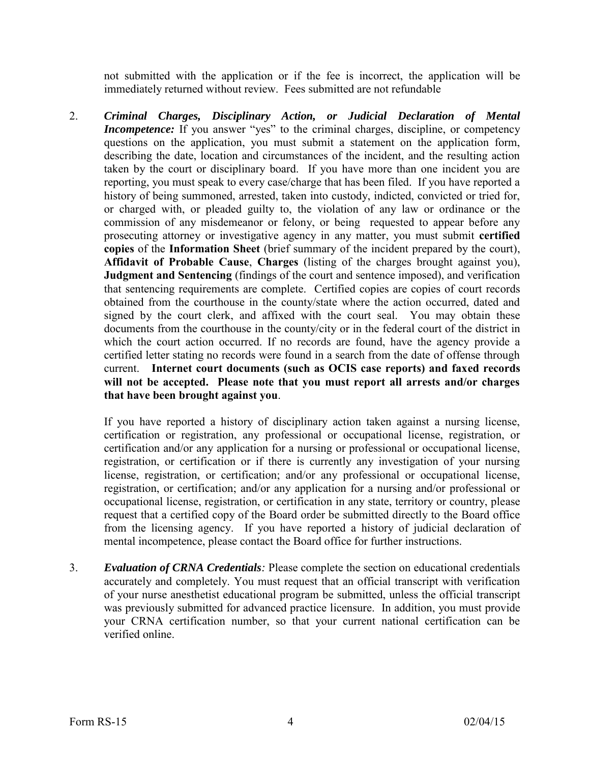not submitted with the application or if the fee is incorrect, the application will be immediately returned without review. Fees submitted are not refundable

2. ***Criminal Charges, Disciplinary Action, or Judicial Declaration of Mental Incompetence:*** If you answer "yes" to the criminal charges, discipline, or competency questions on the application, you must submit a statement on the application form, describing the date, location and circumstances of the incident, and the resulting action taken by the court or disciplinary board. If you have more than one incident you are reporting, you must speak to every case/charge that has been filed. If you have reported a history of being summoned, arrested, taken into custody, indicted, convicted or tried for, or charged with, or pleaded guilty to, the violation of any law or ordinance or the commission of any misdemeanor or felony, or being requested to appear before any prosecuting attorney or investigative agency in any matter, you must submit **certified copies** of the **Information Sheet** (brief summary of the incident prepared by the court), **Affidavit of Probable Cause**, **Charges** (listing of the charges brought against you), **Judgment and Sentencing** (findings of the court and sentence imposed), and verification that sentencing requirements are complete. Certified copies are copies of court records obtained from the courthouse in the county/state where the action occurred, dated and signed by the court clerk, and affixed with the court seal. You may obtain these documents from the courthouse in the county/city or in the federal court of the district in which the court action occurred. If no records are found, have the agency provide a certified letter stating no records were found in a search from the date of offense through current. **Internet court documents (such as OCIS case reports) and faxed records will not be accepted. Please note that you must report all arrests and/or charges that have been brought against you**.

   If you have reported a history of disciplinary action taken against a nursing license, certification or registration, any professional or occupational license, registration, or certification and/or any application for a nursing or professional or occupational license, registration, or certification or if there is currently any investigation of your nursing license, registration, or certification; and/or any professional or occupational license, registration, or certification; and/or any application for a nursing and/or professional or occupational license, registration, or certification in any state, territory or country, please request that a certified copy of the Board order be submitted directly to the Board office from the licensing agency. If you have reported a history of judicial declaration of mental incompetence, please contact the Board office for further instructions.

3. ***Evaluation of CRNA Credentials:*** Please complete the section on educational credentials accurately and completely. You must request that an official transcript with verification of your nurse anesthetist educational program be submitted, unless the official transcript was previously submitted for advanced practice licensure. In addition, you must provide your CRNA certification number, so that your current national certification can be verified online.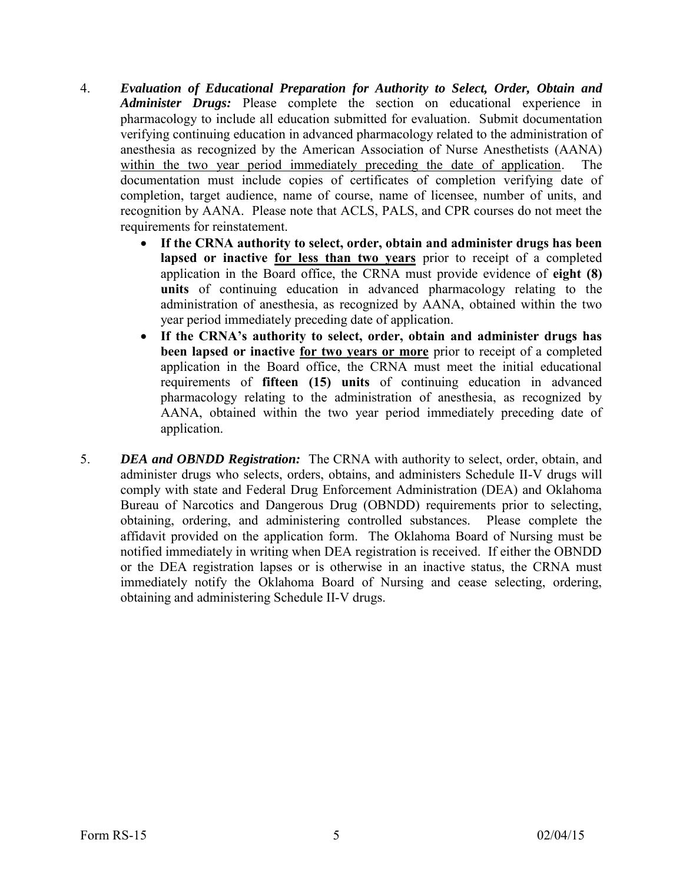4. ***Evaluation of Educational Preparation for Authority to Select, Order, Obtain and Administer Drugs:*** Please complete the section on educational experience in pharmacology to include all education submitted for evaluation. Submit documentation verifying continuing education in advanced pharmacology related to the administration of anesthesia as recognized by the American Association of Nurse Anesthetists (AANA) <u>within the two year period immediately preceding the date of application</u>. The documentation must include copies of certificates of completion verifying date of completion, target audience, name of course, name of licensee, number of units, and recognition by AANA. Please note that ACLS, PALS, and CPR courses do not meet the requirements for reinstatement.
   - **If the CRNA authority to select, order, obtain and administer drugs has been lapsed or inactive <u>for less than two years</u>** prior to receipt of a completed application in the Board office, the CRNA must provide evidence of **eight (8) units** of continuing education in advanced pharmacology relating to the administration of anesthesia, as recognized by AANA, obtained within the two year period immediately preceding date of application.
   - **If the CRNA's authority to select, order, obtain and administer drugs has been lapsed or inactive <u>for two years or more</u>** prior to receipt of a completed application in the Board office, the CRNA must meet the initial educational requirements of **fifteen (15) units** of continuing education in advanced pharmacology relating to the administration of anesthesia, as recognized by AANA, obtained within the two year period immediately preceding date of application.

5. ***DEA and OBNDD Registration:*** The CRNA with authority to select, order, obtain, and administer drugs who selects, orders, obtains, and administers Schedule II-V drugs will comply with state and Federal Drug Enforcement Administration (DEA) and Oklahoma Bureau of Narcotics and Dangerous Drug (OBNDD) requirements prior to selecting, obtaining, ordering, and administering controlled substances. Please complete the affidavit provided on the application form. The Oklahoma Board of Nursing must be notified immediately in writing when DEA registration is received. If either the OBNDD or the DEA registration lapses or is otherwise in an inactive status, the CRNA must immediately notify the Oklahoma Board of Nursing and cease selecting, ordering, obtaining and administering Schedule II-V drugs.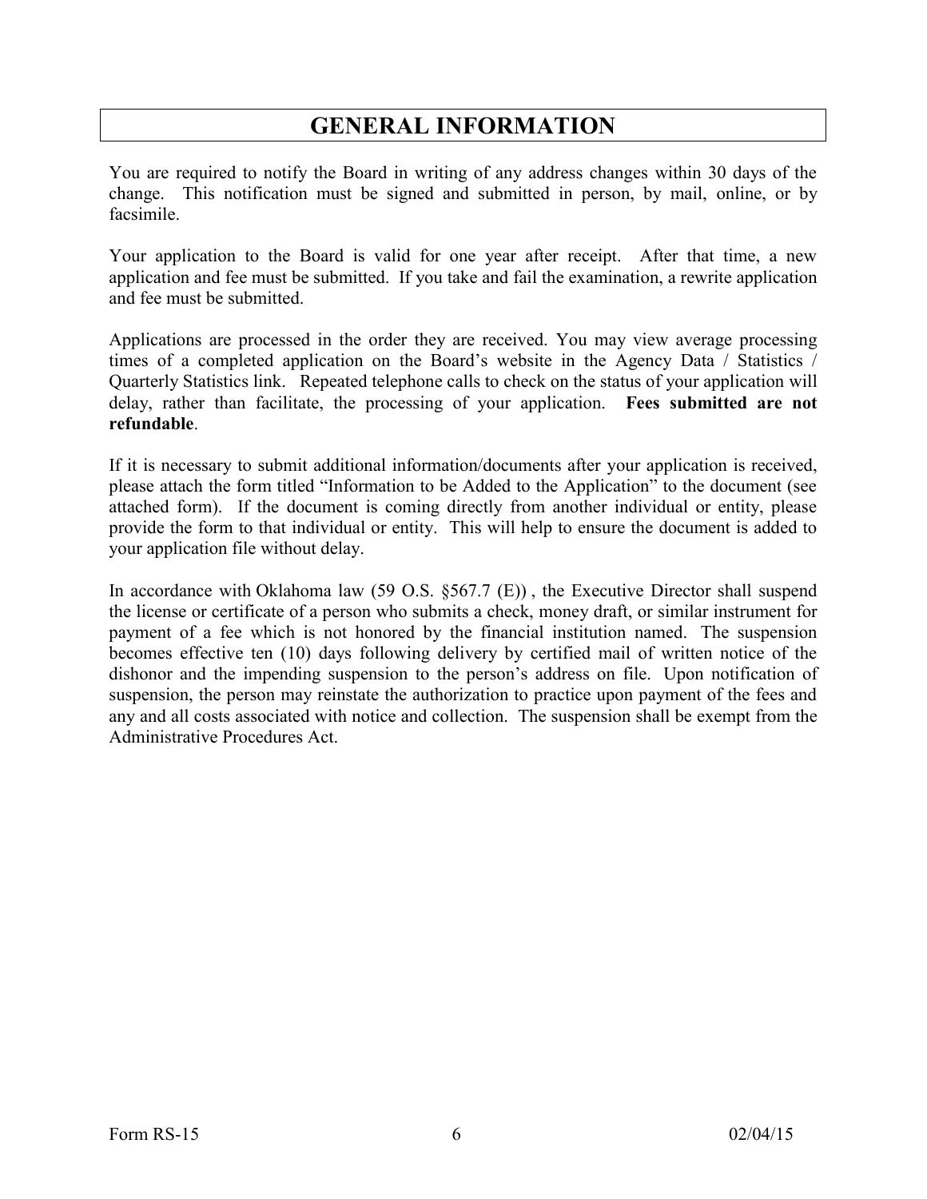# GENERAL INFORMATION

You are required to notify the Board in writing of any address changes within 30 days of the change. This notification must be signed and submitted in person, by mail, online, or by facsimile.

Your application to the Board is valid for one year after receipt. After that time, a new application and fee must be submitted. If you take and fail the examination, a rewrite application and fee must be submitted.

Applications are processed in the order they are received. You may view average processing times of a completed application on the Board's website in the Agency Data / Statistics / Quarterly Statistics link. Repeated telephone calls to check on the status of your application will delay, rather than facilitate, the processing of your application. **Fees submitted are not refundable**.

If it is necessary to submit additional information/documents after your application is received, please attach the form titled "Information to be Added to the Application" to the document (see attached form). If the document is coming directly from another individual or entity, please provide the form to that individual or entity. This will help to ensure the document is added to your application file without delay.

In accordance with Oklahoma law (59 O.S. §567.7 (E)) , the Executive Director shall suspend the license or certificate of a person who submits a check, money draft, or similar instrument for payment of a fee which is not honored by the financial institution named. The suspension becomes effective ten (10) days following delivery by certified mail of written notice of the dishonor and the impending suspension to the person's address on file. Upon notification of suspension, the person may reinstate the authorization to practice upon payment of the fees and any and all costs associated with notice and collection. The suspension shall be exempt from the Administrative Procedures Act.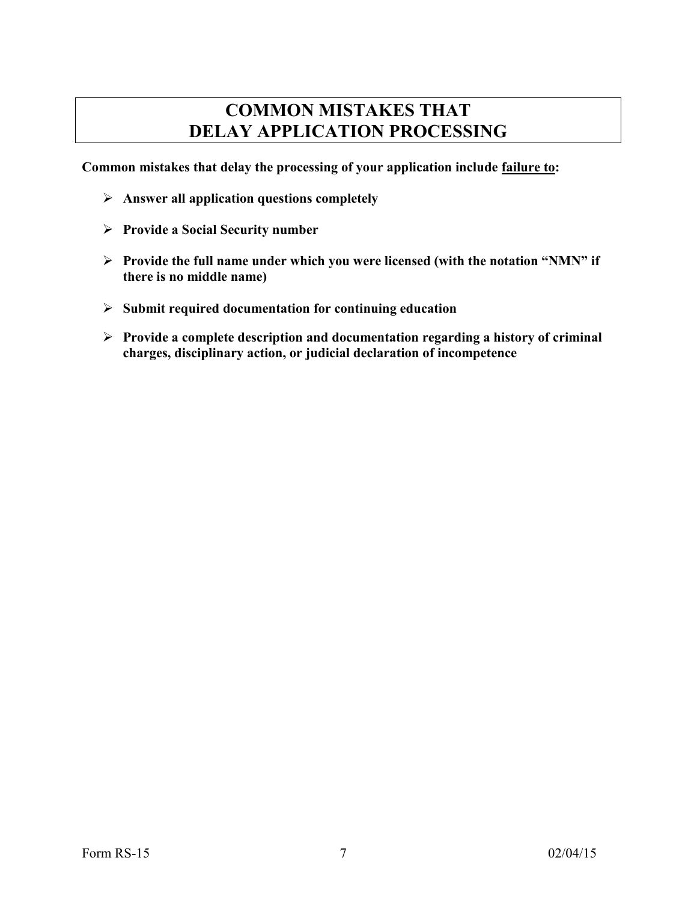# COMMON MISTAKES THAT DELAY APPLICATION PROCESSING

**Common mistakes that delay the processing of your application include <u>failure to</u>:**

- **Answer all application questions completely**
- **Provide a Social Security number**
- **Provide the full name under which you were licensed (with the notation "NMN" if there is no middle name)**
- **Submit required documentation for continuing education**
- **Provide a complete description and documentation regarding a history of criminal charges, disciplinary action, or judicial declaration of incompetence**